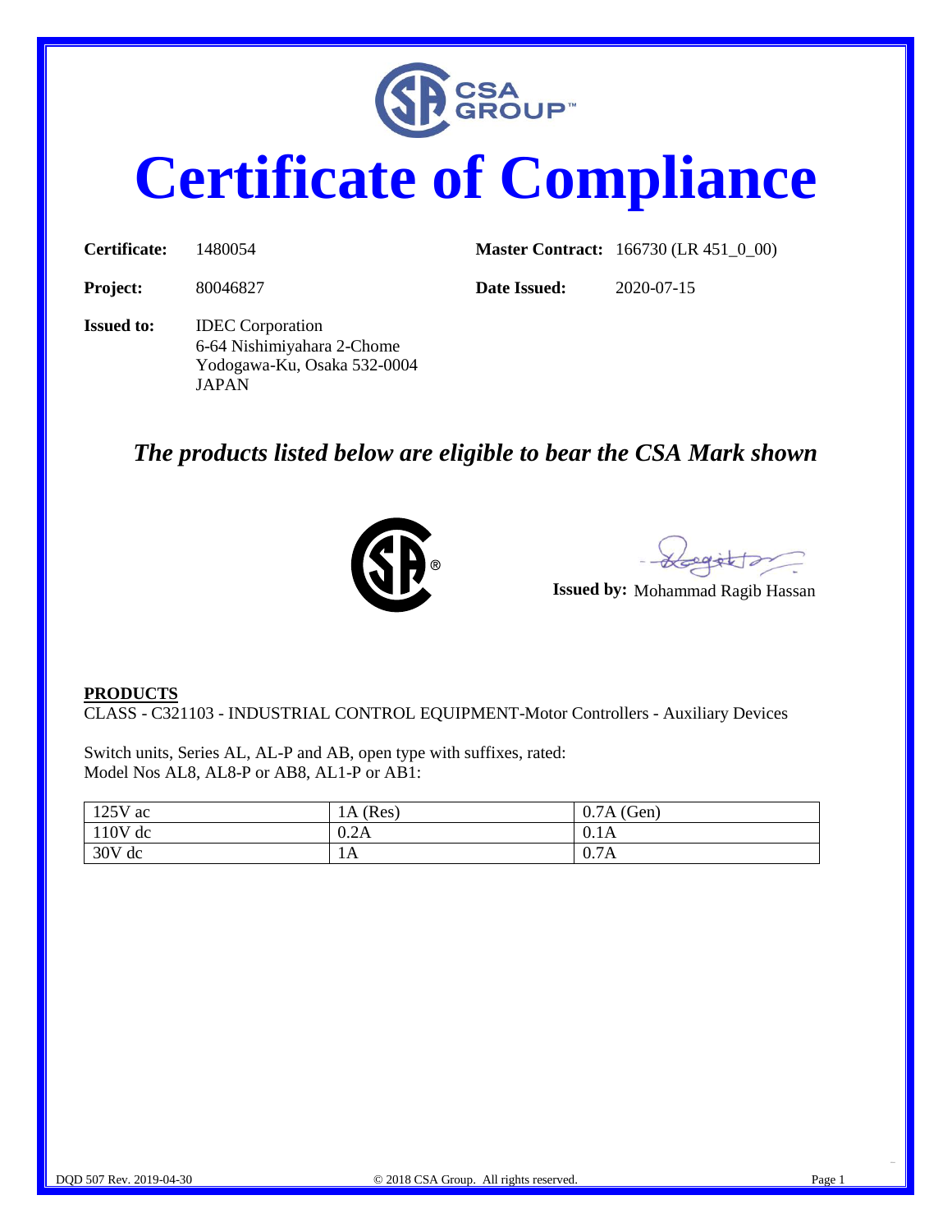# Certificate of Compliance

**Certificate:** 1480054

**Master Contract:** 166730 (LR 451_0_00)

**Project:** 80046827

**Date Issued:** 2020-07-15

**Issued to:** IDEC Corporation
6-64 Nishimiyahara 2-Chome
Yodogawa-Ku, Osaka 532-0004
JAPAN

## *The products listed below are eligible to bear the CSA Mark shown*

**Issued by:** Mohammad Ragib Hassan

**PRODUCTS**

CLASS - C321103 - INDUSTRIAL CONTROL EQUIPMENT-Motor Controllers - Auxiliary Devices

Switch units, Series AL, AL-P and AB, open type with suffixes, rated:
Model Nos AL8, AL8-P or AB8, AL1-P or AB1:

| | | |
|---|---|---|
| 125V ac | 1A (Res) | 0.7A (Gen) |
| 110V dc | 0.2A | 0.1A |
| 30V dc | 1A | 0.7A |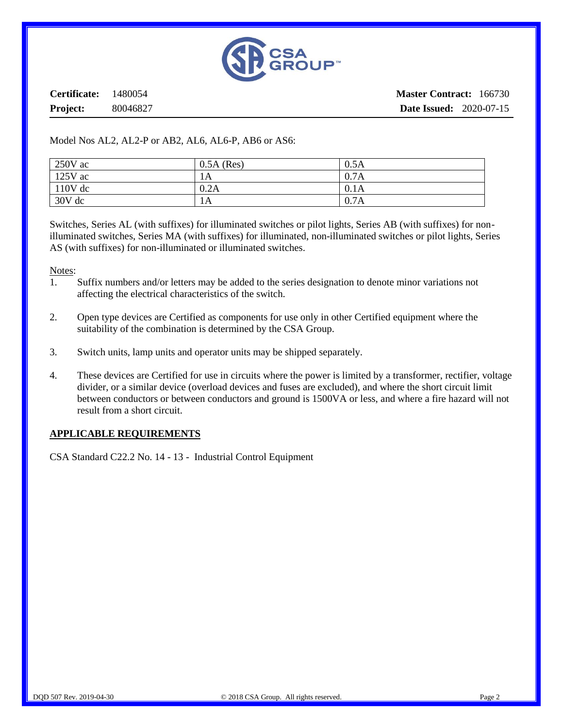**Certificate:** 1480054 **Master Contract:** 166730
**Project:** 80046827 **Date Issued:** 2020-07-15

Model Nos AL2, AL2-P or AB2, AL6, AL6-P, AB6 or AS6:

| | | |
|---|---|---|
| 250V ac | 0.5A (Res) | 0.5A |
| 125V ac | 1A | 0.7A |
| 110V dc | 0.2A | 0.1A |
| 30V dc | 1A | 0.7A |

Switches, Series AL (with suffixes) for illuminated switches or pilot lights, Series AB (with suffixes) for non-illuminated switches, Series MA (with suffixes) for illuminated, non-illuminated switches or pilot lights, Series AS (with suffixes) for non-illuminated or illuminated switches.

Notes:

1. Suffix numbers and/or letters may be added to the series designation to denote minor variations not affecting the electrical characteristics of the switch.

2. Open type devices are Certified as components for use only in other Certified equipment where the suitability of the combination is determined by the CSA Group.

3. Switch units, lamp units and operator units may be shipped separately.

4. These devices are Certified for use in circuits where the power is limited by a transformer, rectifier, voltage divider, or a similar device (overload devices and fuses are excluded), and where the short circuit limit between conductors or between conductors and ground is 1500VA or less, and where a fire hazard will not result from a short circuit.

## APPLICABLE REQUIREMENTS

CSA Standard C22.2 No. 14 - 13 - Industrial Control Equipment